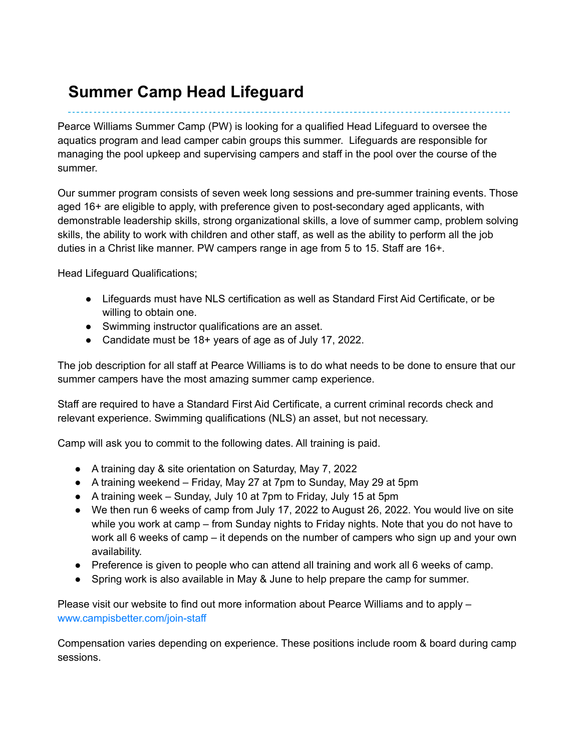# Summer Camp Head Lifeguard

Pearce Williams Summer Camp (PW) is looking for a qualified Head Lifeguard to oversee the aquatics program and lead camper cabin groups this summer. Lifeguards are responsible for managing the pool upkeep and supervising campers and staff in the pool over the course of the summer.

Our summer program consists of seven week long sessions and pre-summer training events. Those aged 16+ are eligible to apply, with preference given to post-secondary aged applicants, with demonstrable leadership skills, strong organizational skills, a love of summer camp, problem solving skills, the ability to work with children and other staff, as well as the ability to perform all the job duties in a Christ like manner. PW campers range in age from 5 to 15. Staff are 16+.

Head Lifeguard Qualifications;

- Lifeguards must have NLS certification as well as Standard First Aid Certificate, or be willing to obtain one.
- Swimming instructor qualifications are an asset.
- Candidate must be 18+ years of age as of July 17, 2022.

The job description for all staff at Pearce Williams is to do what needs to be done to ensure that our summer campers have the most amazing summer camp experience.

Staff are required to have a Standard First Aid Certificate, a current criminal records check and relevant experience. Swimming qualifications (NLS) an asset, but not necessary.

Camp will ask you to commit to the following dates. All training is paid.

- A training day & site orientation on Saturday, May 7, 2022
- A training weekend – Friday, May 27 at 7pm to Sunday, May 29 at 5pm
- A training week – Sunday, July 10 at 7pm to Friday, July 15 at 5pm
- We then run 6 weeks of camp from July 17, 2022 to August 26, 2022. You would live on site while you work at camp – from Sunday nights to Friday nights. Note that you do not have to work all 6 weeks of camp – it depends on the number of campers who sign up and your own availability.
- Preference is given to people who can attend all training and work all 6 weeks of camp.
- Spring work is also available in May & June to help prepare the camp for summer.

Please visit our website to find out more information about Pearce Williams and to apply – www.campisbetter.com/join-staff

Compensation varies depending on experience. These positions include room & board during camp sessions.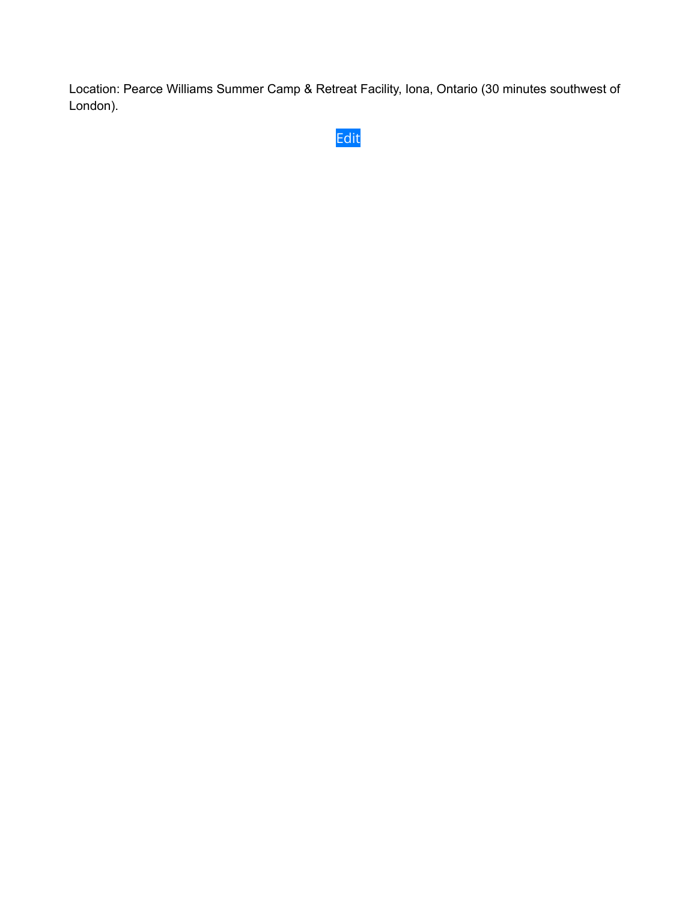Location: Pearce Williams Summer Camp & Retreat Facility, Iona, Ontario (30 minutes southwest of London).

Edit